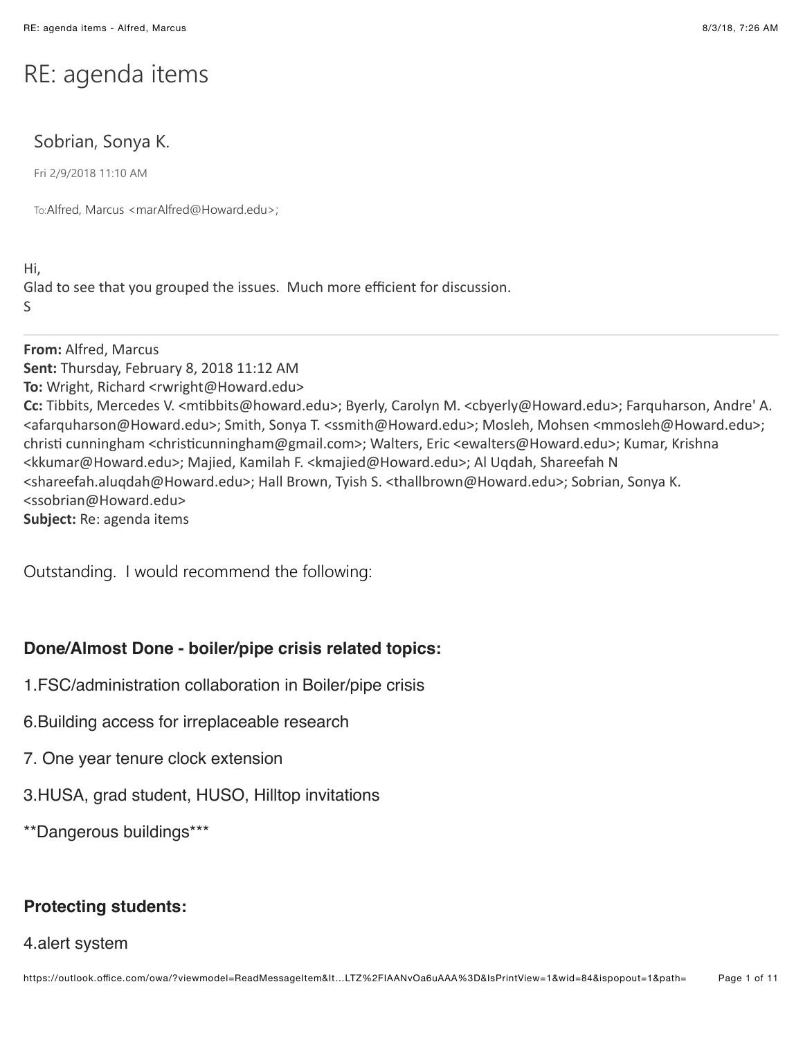# RE: agenda items

## Sobrian, Sonya K.

Fri 2/9/2018 11:10 AM

To: Alfred, Marcus <marAlfred@Howard.edu>;

Hi,
Glad to see that you grouped the issues. Much more efficient for discussion.
S

---

**From:** Alfred, Marcus
**Sent:** Thursday, February 8, 2018 11:12 AM
**To:** Wright, Richard <rwright@Howard.edu>
**Cc:** Tibbits, Mercedes V. <mtibbits@howard.edu>; Byerly, Carolyn M. <cbyerly@Howard.edu>; Farquharson, Andre' A. <afarquharson@Howard.edu>; Smith, Sonya T. <ssmith@Howard.edu>; Mosleh, Mohsen <mmosleh@Howard.edu>; christi cunningham <christicunningham@gmail.com>; Walters, Eric <ewalters@Howard.edu>; Kumar, Krishna <kkumar@Howard.edu>; Majied, Kamilah F. <kmajied@Howard.edu>; Al Uqdah, Shareefah N <shareefah.aluqdah@Howard.edu>; Hall Brown, Tyish S. <thallbrown@Howard.edu>; Sobrian, Sonya K. <ssobrian@Howard.edu>
**Subject:** Re: agenda items

Outstanding. I would recommend the following:

**Done/Almost Done - boiler/pipe crisis related topics:**

1.FSC/administration collaboration in Boiler/pipe crisis

6.Building access for irreplaceable research

7. One year tenure clock extension

3.HUSA, grad student, HUSO, Hilltop invitations

**Dangerous buildings***

**Protecting students:**

4.alert system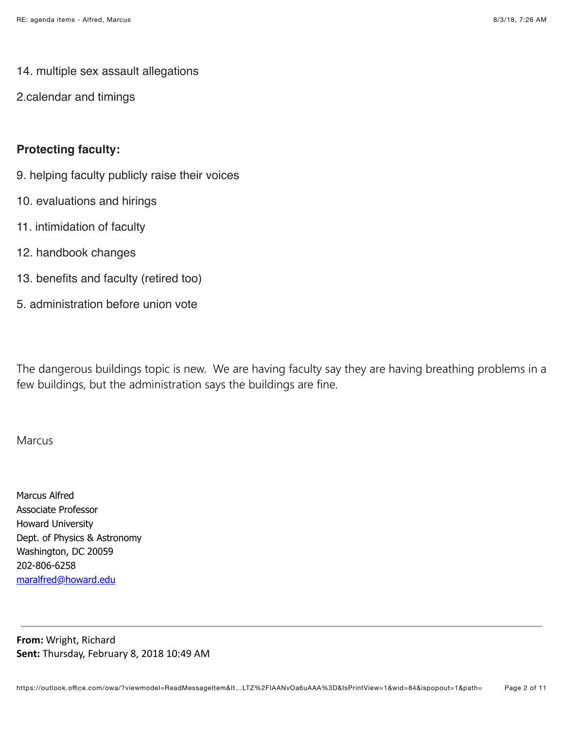14. multiple sex assault allegations

2.calendar and timings

**Protecting faculty:**

9. helping faculty publicly raise their voices

10. evaluations and hirings

11. intimidation of faculty

12. handbook changes

13. benefits and faculty (retired too)

5. administration before union vote

The dangerous buildings topic is new. We are having faculty say they are having breathing problems in a few buildings, but the administration says the buildings are fine.

Marcus

Marcus Alfred
Associate Professor
Howard University
Dept. of Physics & Astronomy
Washington, DC 20059
202-806-6258
maralfred@howard.edu

---

**From:** Wright, Richard
**Sent:** Thursday, February 8, 2018 10:49 AM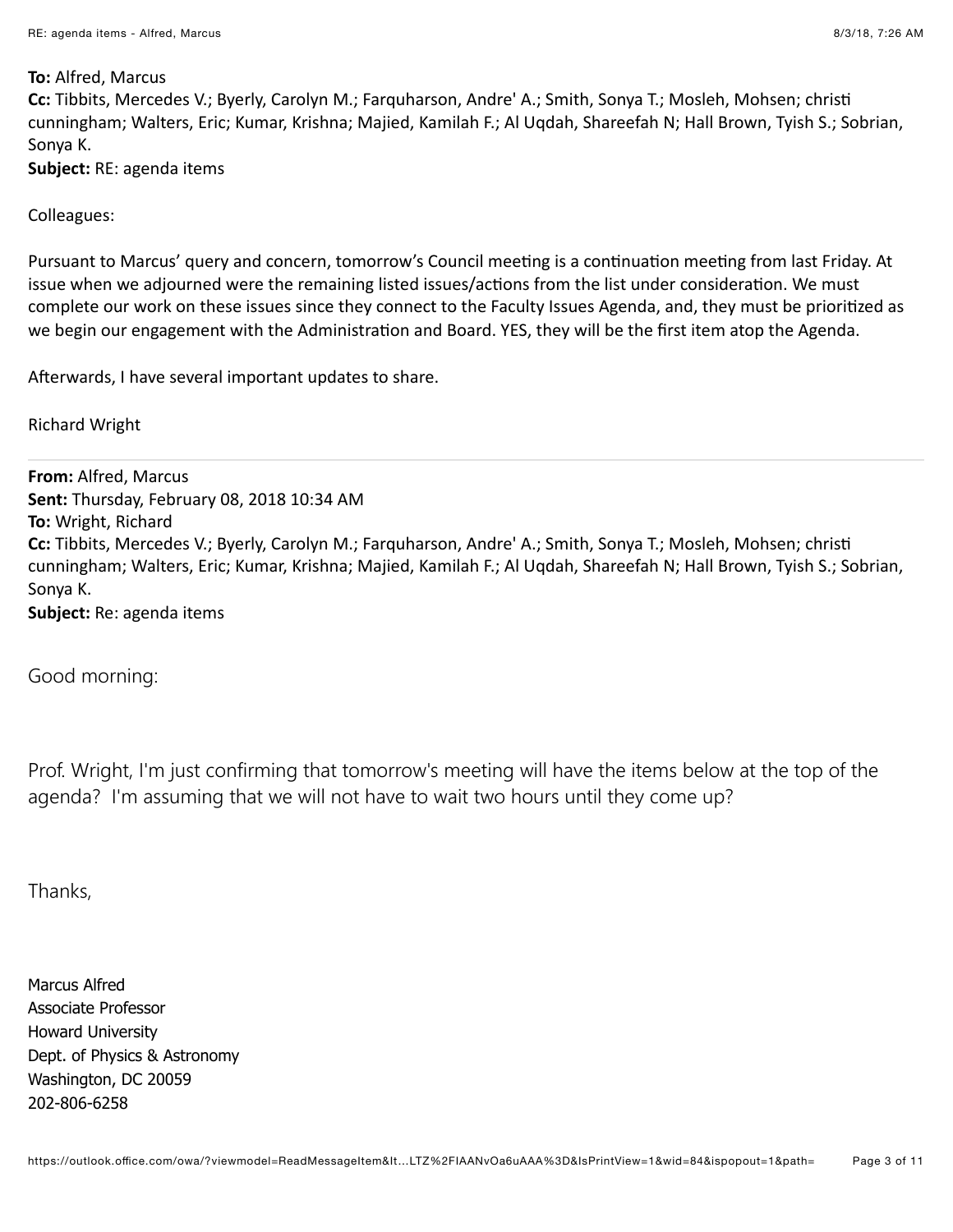**To:** Alfred, Marcus
**Cc:** Tibbits, Mercedes V.; Byerly, Carolyn M.; Farquharson, Andre' A.; Smith, Sonya T.; Mosleh, Mohsen; christi cunningham; Walters, Eric; Kumar, Krishna; Majied, Kamilah F.; Al Uqdah, Shareefah N; Hall Brown, Tyish S.; Sobrian, Sonya K.
**Subject:** RE: agenda items

Colleagues:

Pursuant to Marcus' query and concern, tomorrow's Council meeting is a continuation meeting from last Friday. At issue when we adjourned were the remaining listed issues/actions from the list under consideration. We must complete our work on these issues since they connect to the Faculty Issues Agenda, and, they must be prioritized as we begin our engagement with the Administration and Board. YES, they will be the first item atop the Agenda.

Afterwards, I have several important updates to share.

Richard Wright

---

**From:** Alfred, Marcus
**Sent:** Thursday, February 08, 2018 10:34 AM
**To:** Wright, Richard
**Cc:** Tibbits, Mercedes V.; Byerly, Carolyn M.; Farquharson, Andre' A.; Smith, Sonya T.; Mosleh, Mohsen; christi cunningham; Walters, Eric; Kumar, Krishna; Majied, Kamilah F.; Al Uqdah, Shareefah N; Hall Brown, Tyish S.; Sobrian, Sonya K.
**Subject:** Re: agenda items

Good morning:

Prof. Wright, I'm just confirming that tomorrow's meeting will have the items below at the top of the agenda? I'm assuming that we will not have to wait two hours until they come up?

Thanks,

Marcus Alfred
Associate Professor
Howard University
Dept. of Physics & Astronomy
Washington, DC 20059
202-806-6258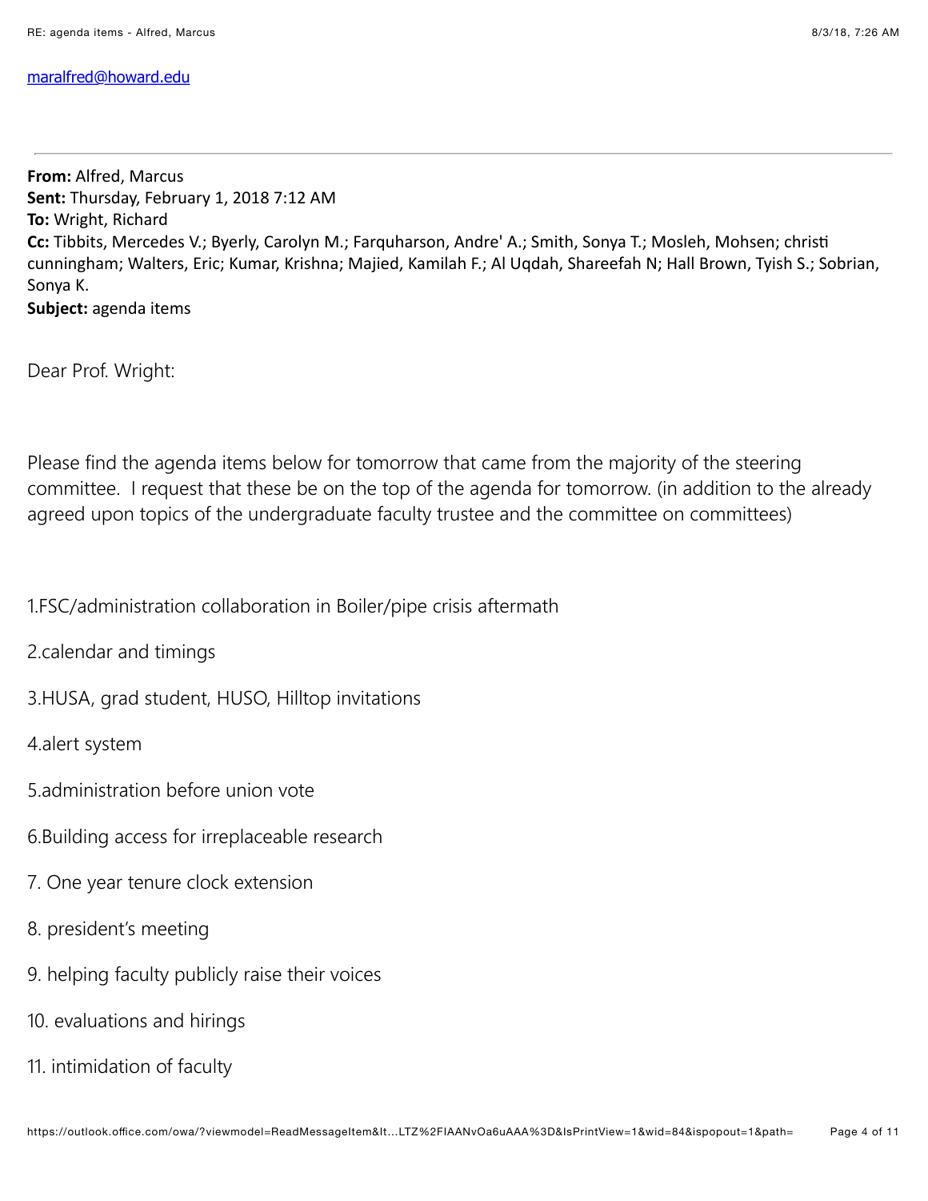maralfred@howard.edu

---

**From:** Alfred, Marcus
**Sent:** Thursday, February 1, 2018 7:12 AM
**To:** Wright, Richard
**Cc:** Tibbits, Mercedes V.; Byerly, Carolyn M.; Farquharson, Andre' A.; Smith, Sonya T.; Mosleh, Mohsen; christi cunningham; Walters, Eric; Kumar, Krishna; Majied, Kamilah F.; Al Uqdah, Shareefah N; Hall Brown, Tyish S.; Sobrian, Sonya K.
**Subject:** agenda items

Dear Prof. Wright:

Please find the agenda items below for tomorrow that came from the majority of the steering committee. I request that these be on the top of the agenda for tomorrow. (in addition to the already agreed upon topics of the undergraduate faculty trustee and the committee on committees)

1.FSC/administration collaboration in Boiler/pipe crisis aftermath

2.calendar and timings

3.HUSA, grad student, HUSO, Hilltop invitations

4.alert system

5.administration before union vote

6.Building access for irreplaceable research

7. One year tenure clock extension

8. president's meeting

9. helping faculty publicly raise their voices

10. evaluations and hirings

11. intimidation of faculty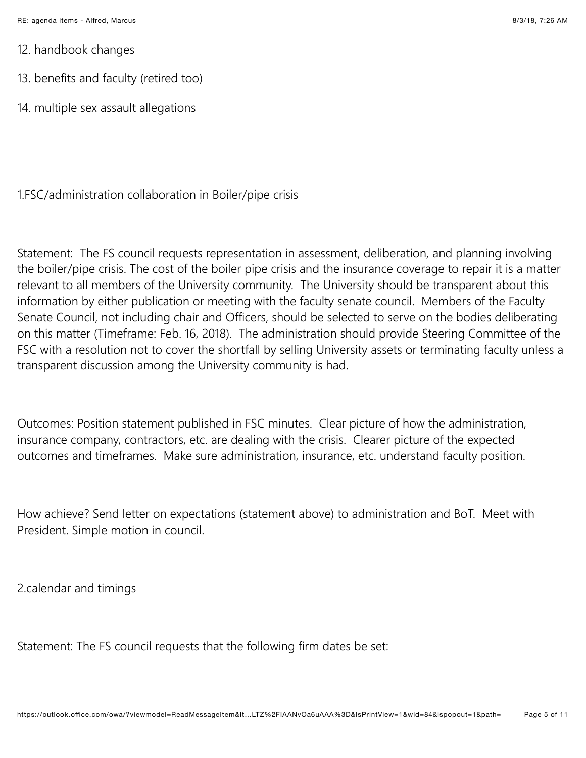12. handbook changes

13. benefits and faculty (retired too)

14. multiple sex assault allegations

1.FSC/administration collaboration in Boiler/pipe crisis

Statement: The FS council requests representation in assessment, deliberation, and planning involving the boiler/pipe crisis. The cost of the boiler pipe crisis and the insurance coverage to repair it is a matter relevant to all members of the University community. The University should be transparent about this information by either publication or meeting with the faculty senate council. Members of the Faculty Senate Council, not including chair and Officers, should be selected to serve on the bodies deliberating on this matter (Timeframe: Feb. 16, 2018). The administration should provide Steering Committee of the FSC with a resolution not to cover the shortfall by selling University assets or terminating faculty unless a transparent discussion among the University community is had.

Outcomes: Position statement published in FSC minutes. Clear picture of how the administration, insurance company, contractors, etc. are dealing with the crisis. Clearer picture of the expected outcomes and timeframes. Make sure administration, insurance, etc. understand faculty position.

How achieve? Send letter on expectations (statement above) to administration and BoT. Meet with President. Simple motion in council.

2.calendar and timings

Statement: The FS council requests that the following firm dates be set: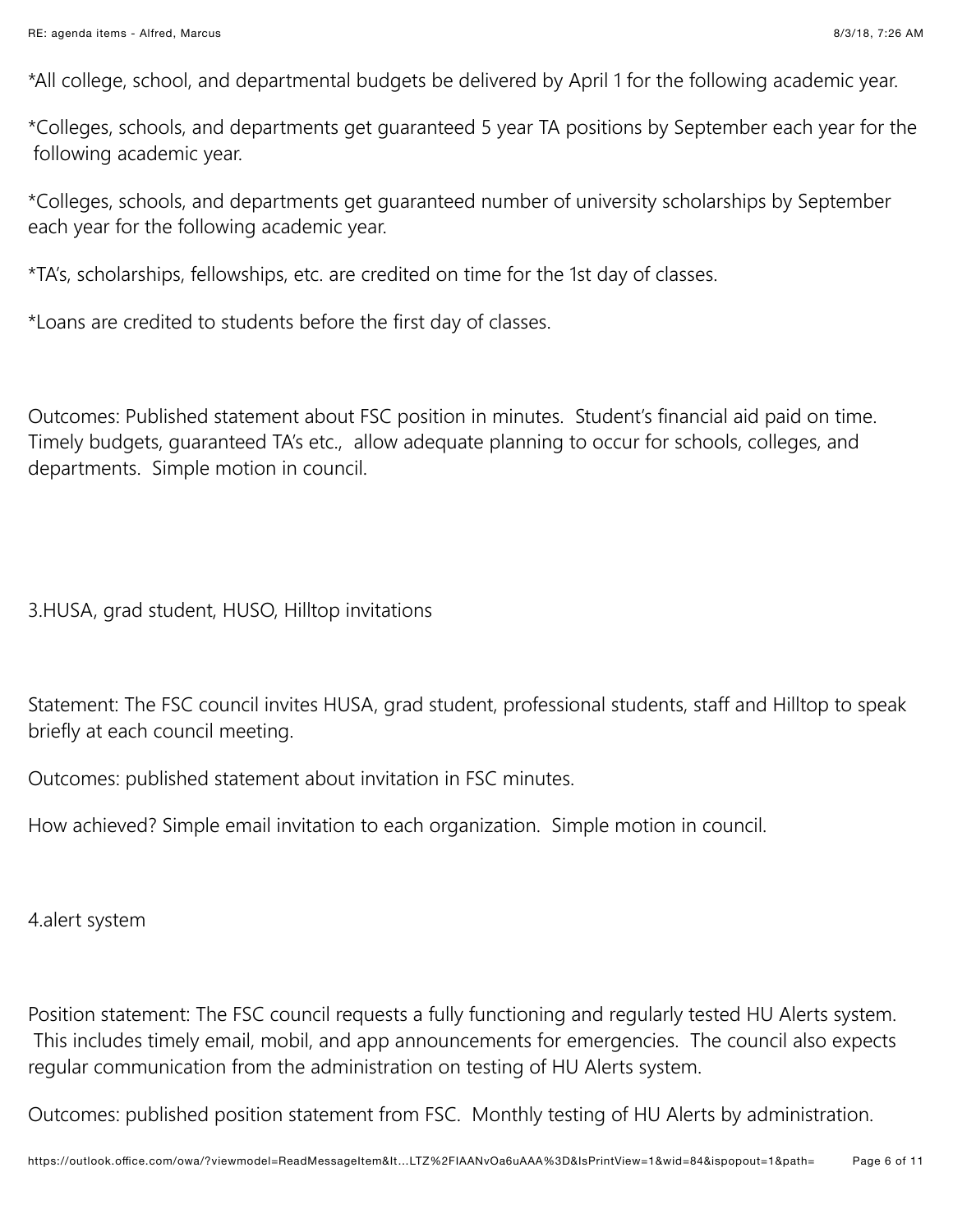*All college, school, and departmental budgets be delivered by April 1 for the following academic year.

*Colleges, schools, and departments get guaranteed 5 year TA positions by September each year for the following academic year.

*Colleges, schools, and departments get guaranteed number of university scholarships by September each year for the following academic year.

*TA's, scholarships, fellowships, etc. are credited on time for the 1st day of classes.

*Loans are credited to students before the first day of classes.

Outcomes: Published statement about FSC position in minutes. Student's financial aid paid on time. Timely budgets, guaranteed TA's etc., allow adequate planning to occur for schools, colleges, and departments. Simple motion in council.

3.HUSA, grad student, HUSO, Hilltop invitations

Statement: The FSC council invites HUSA, grad student, professional students, staff and Hilltop to speak briefly at each council meeting.

Outcomes: published statement about invitation in FSC minutes.

How achieved? Simple email invitation to each organization. Simple motion in council.

4.alert system

Position statement: The FSC council requests a fully functioning and regularly tested HU Alerts system. This includes timely email, mobil, and app announcements for emergencies. The council also expects regular communication from the administration on testing of HU Alerts system.

Outcomes: published position statement from FSC. Monthly testing of HU Alerts by administration.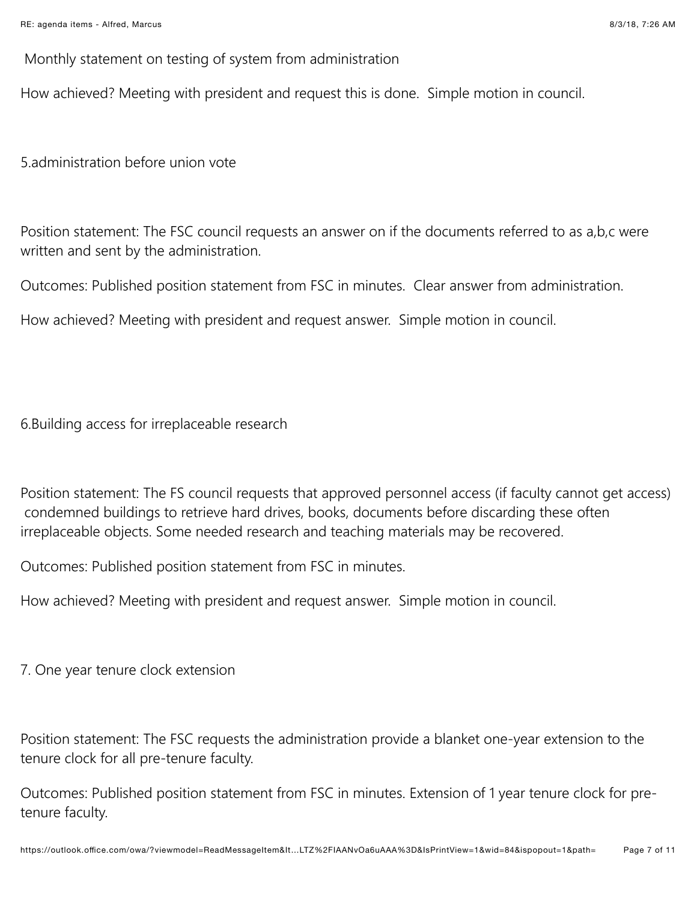Monthly statement on testing of system from administration

How achieved? Meeting with president and request this is done. Simple motion in council.

5.administration before union vote

Position statement: The FSC council requests an answer on if the documents referred to as a,b,c were written and sent by the administration.

Outcomes: Published position statement from FSC in minutes. Clear answer from administration.

How achieved? Meeting with president and request answer. Simple motion in council.

6.Building access for irreplaceable research

Position statement: The FS council requests that approved personnel access (if faculty cannot get access) condemned buildings to retrieve hard drives, books, documents before discarding these often irreplaceable objects. Some needed research and teaching materials may be recovered.

Outcomes: Published position statement from FSC in minutes.

How achieved? Meeting with president and request answer. Simple motion in council.

7. One year tenure clock extension

Position statement: The FSC requests the administration provide a blanket one-year extension to the tenure clock for all pre-tenure faculty.

Outcomes: Published position statement from FSC in minutes. Extension of 1 year tenure clock for pre-tenure faculty.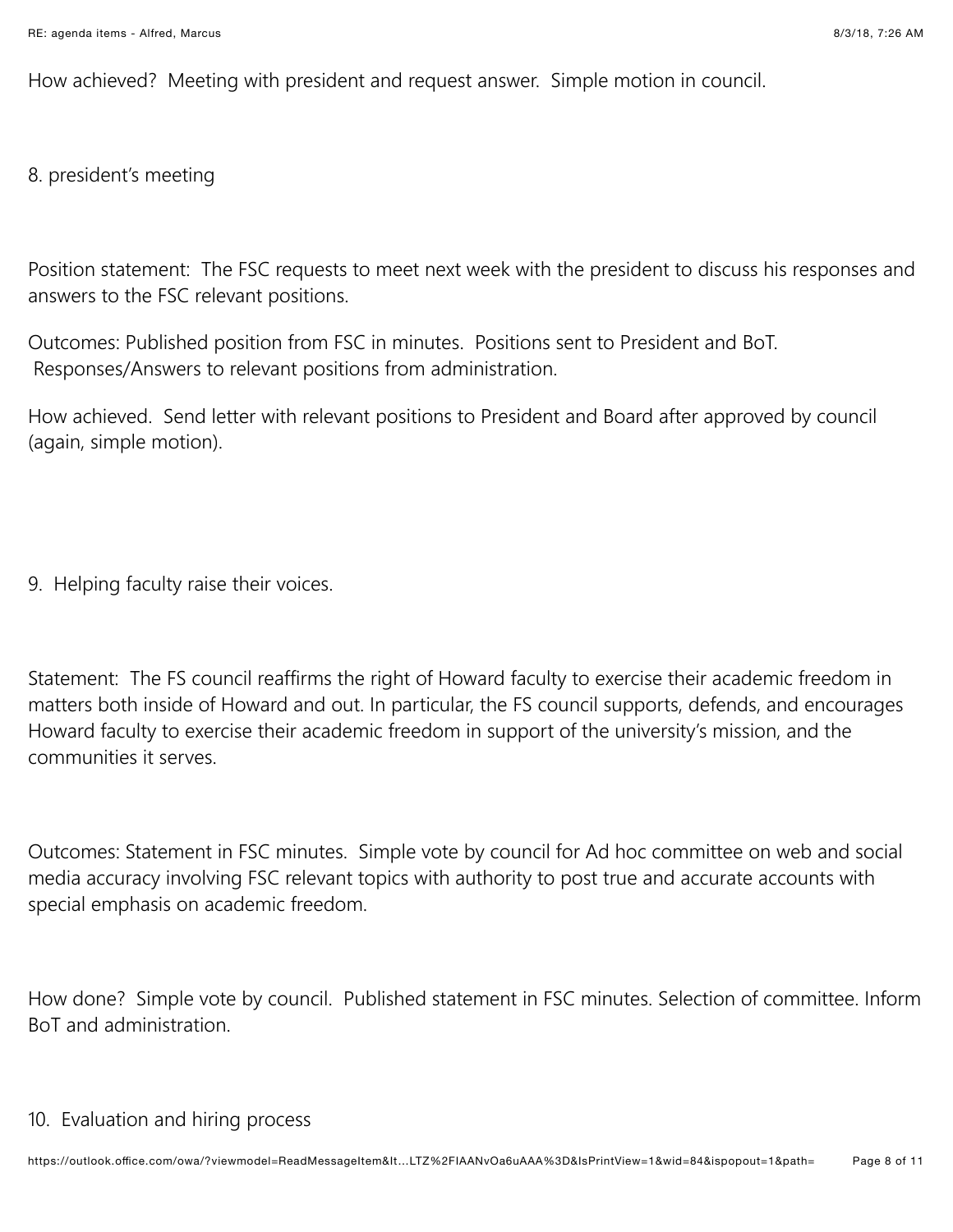How achieved? Meeting with president and request answer. Simple motion in council.

8. president's meeting

Position statement: The FSC requests to meet next week with the president to discuss his responses and answers to the FSC relevant positions.

Outcomes: Published position from FSC in minutes. Positions sent to President and BoT. Responses/Answers to relevant positions from administration.

How achieved. Send letter with relevant positions to President and Board after approved by council (again, simple motion).

9. Helping faculty raise their voices.

Statement: The FS council reaffirms the right of Howard faculty to exercise their academic freedom in matters both inside of Howard and out. In particular, the FS council supports, defends, and encourages Howard faculty to exercise their academic freedom in support of the university's mission, and the communities it serves.

Outcomes: Statement in FSC minutes. Simple vote by council for Ad hoc committee on web and social media accuracy involving FSC relevant topics with authority to post true and accurate accounts with special emphasis on academic freedom.

How done? Simple vote by council. Published statement in FSC minutes. Selection of committee. Inform BoT and administration.

10. Evaluation and hiring process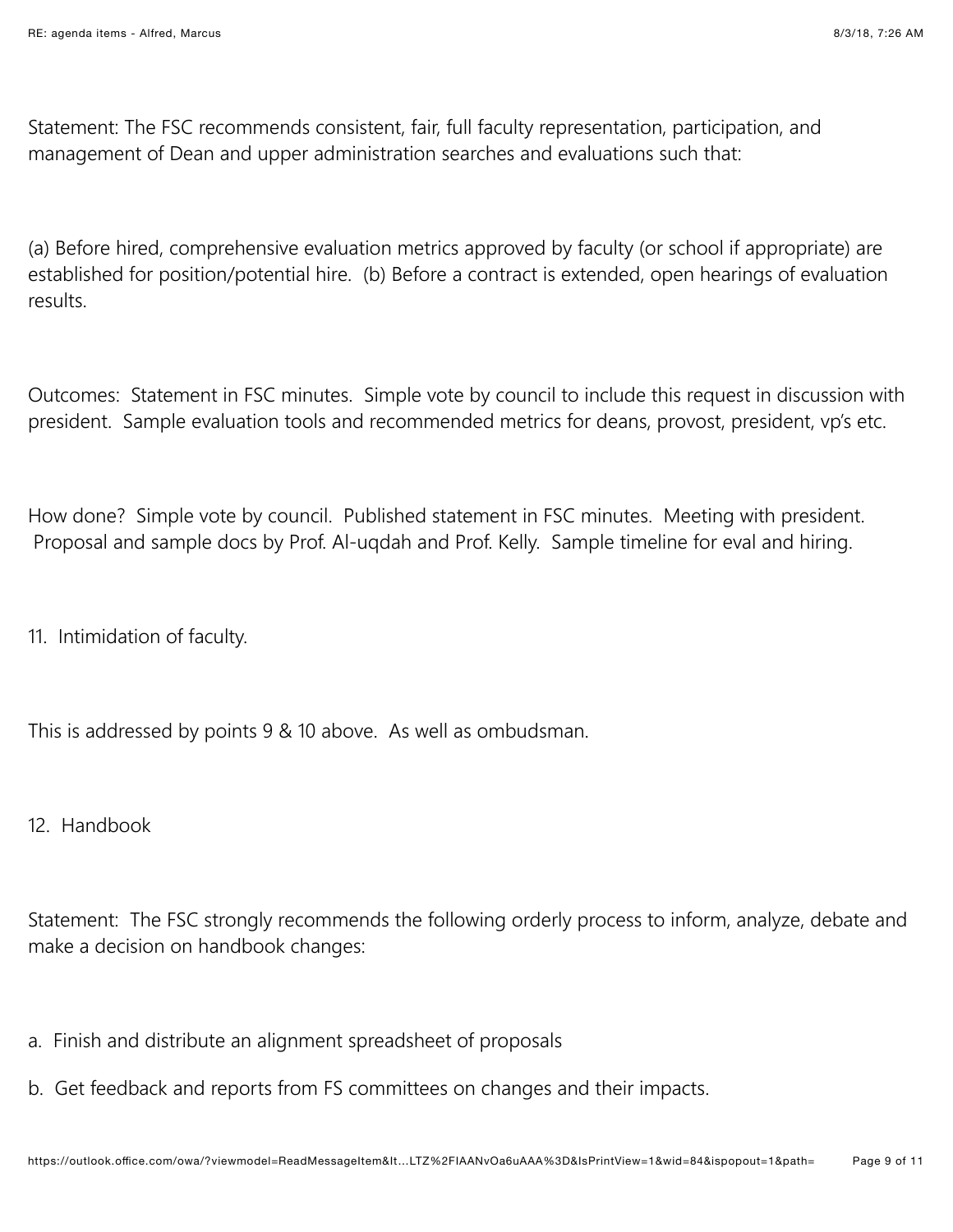Statement: The FSC recommends consistent, fair, full faculty representation, participation, and management of Dean and upper administration searches and evaluations such that:

(a) Before hired, comprehensive evaluation metrics approved by faculty (or school if appropriate) are established for position/potential hire. (b) Before a contract is extended, open hearings of evaluation results.

Outcomes: Statement in FSC minutes. Simple vote by council to include this request in discussion with president. Sample evaluation tools and recommended metrics for deans, provost, president, vp's etc.

How done? Simple vote by council. Published statement in FSC minutes. Meeting with president. Proposal and sample docs by Prof. Al-uqdah and Prof. Kelly. Sample timeline for eval and hiring.

11. Intimidation of faculty.

This is addressed by points 9 & 10 above. As well as ombudsman.

12. Handbook

Statement: The FSC strongly recommends the following orderly process to inform, analyze, debate and make a decision on handbook changes:

a. Finish and distribute an alignment spreadsheet of proposals

b. Get feedback and reports from FS committees on changes and their impacts.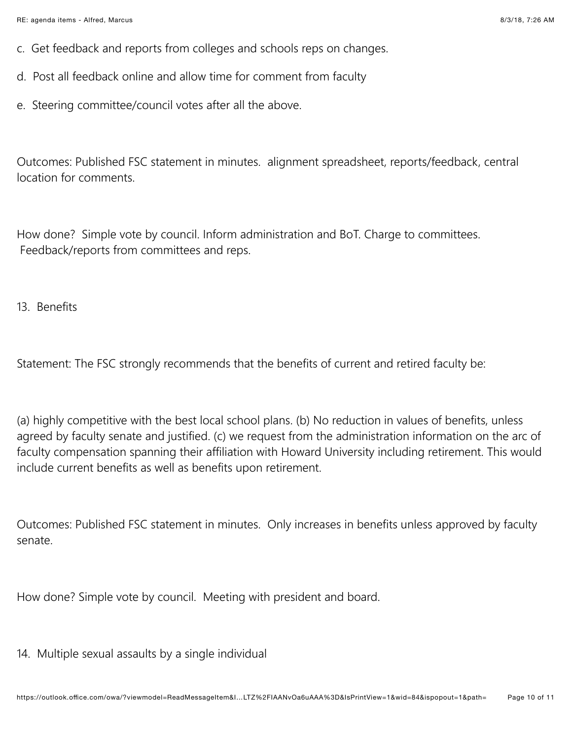c. Get feedback and reports from colleges and schools reps on changes.

d. Post all feedback online and allow time for comment from faculty

e. Steering committee/council votes after all the above.

Outcomes: Published FSC statement in minutes. alignment spreadsheet, reports/feedback, central location for comments.

How done? Simple vote by council. Inform administration and BoT. Charge to committees. Feedback/reports from committees and reps.

13. Benefits

Statement: The FSC strongly recommends that the benefits of current and retired faculty be:

(a) highly competitive with the best local school plans. (b) No reduction in values of benefits, unless agreed by faculty senate and justified. (c) we request from the administration information on the arc of faculty compensation spanning their affiliation with Howard University including retirement. This would include current benefits as well as benefits upon retirement.

Outcomes: Published FSC statement in minutes. Only increases in benefits unless approved by faculty senate.

How done? Simple vote by council. Meeting with president and board.

14. Multiple sexual assaults by a single individual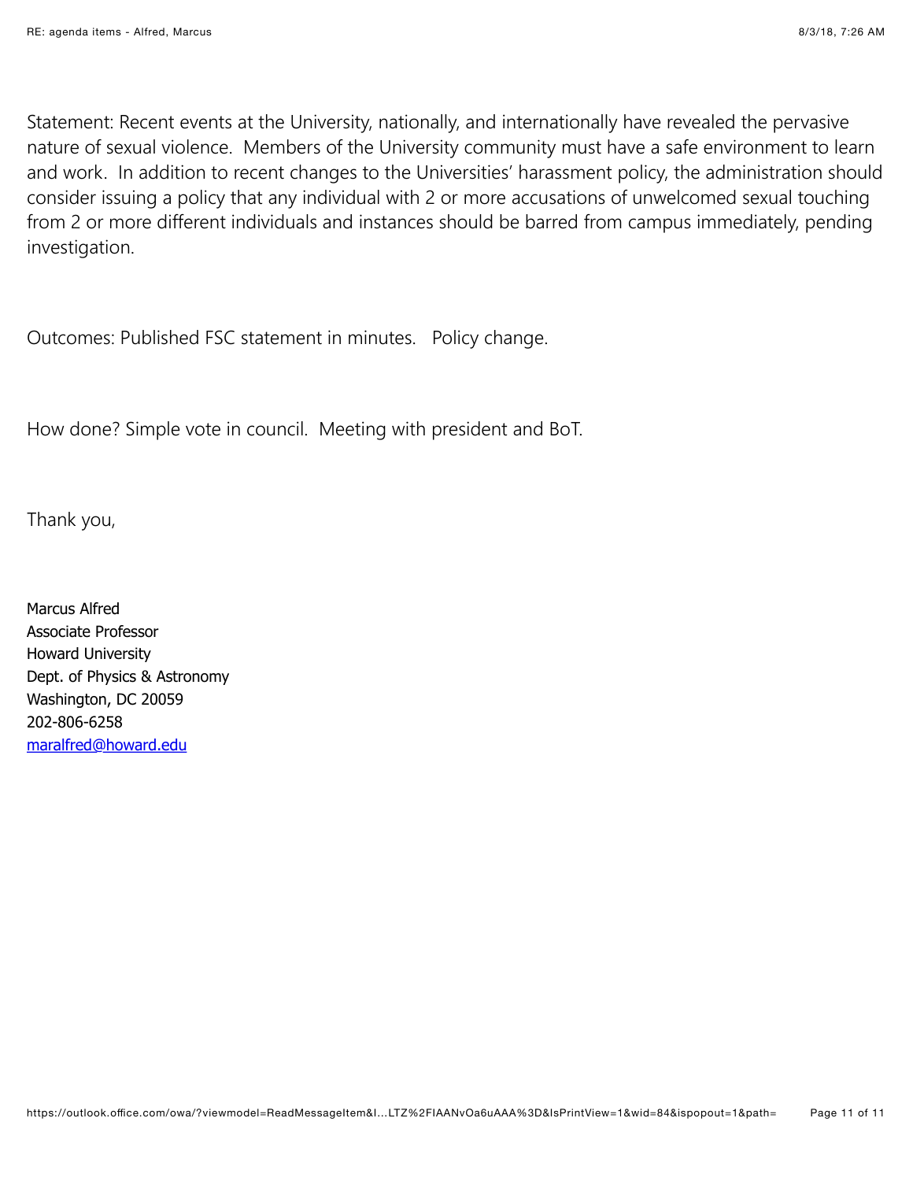Statement: Recent events at the University, nationally, and internationally have revealed the pervasive nature of sexual violence. Members of the University community must have a safe environment to learn and work. In addition to recent changes to the Universities' harassment policy, the administration should consider issuing a policy that any individual with 2 or more accusations of unwelcomed sexual touching from 2 or more different individuals and instances should be barred from campus immediately, pending investigation.

Outcomes: Published FSC statement in minutes. Policy change.

How done? Simple vote in council. Meeting with president and BoT.

Thank you,

Marcus Alfred
Associate Professor
Howard University
Dept. of Physics & Astronomy
Washington, DC 20059
202-806-6258
maralfred@howard.edu